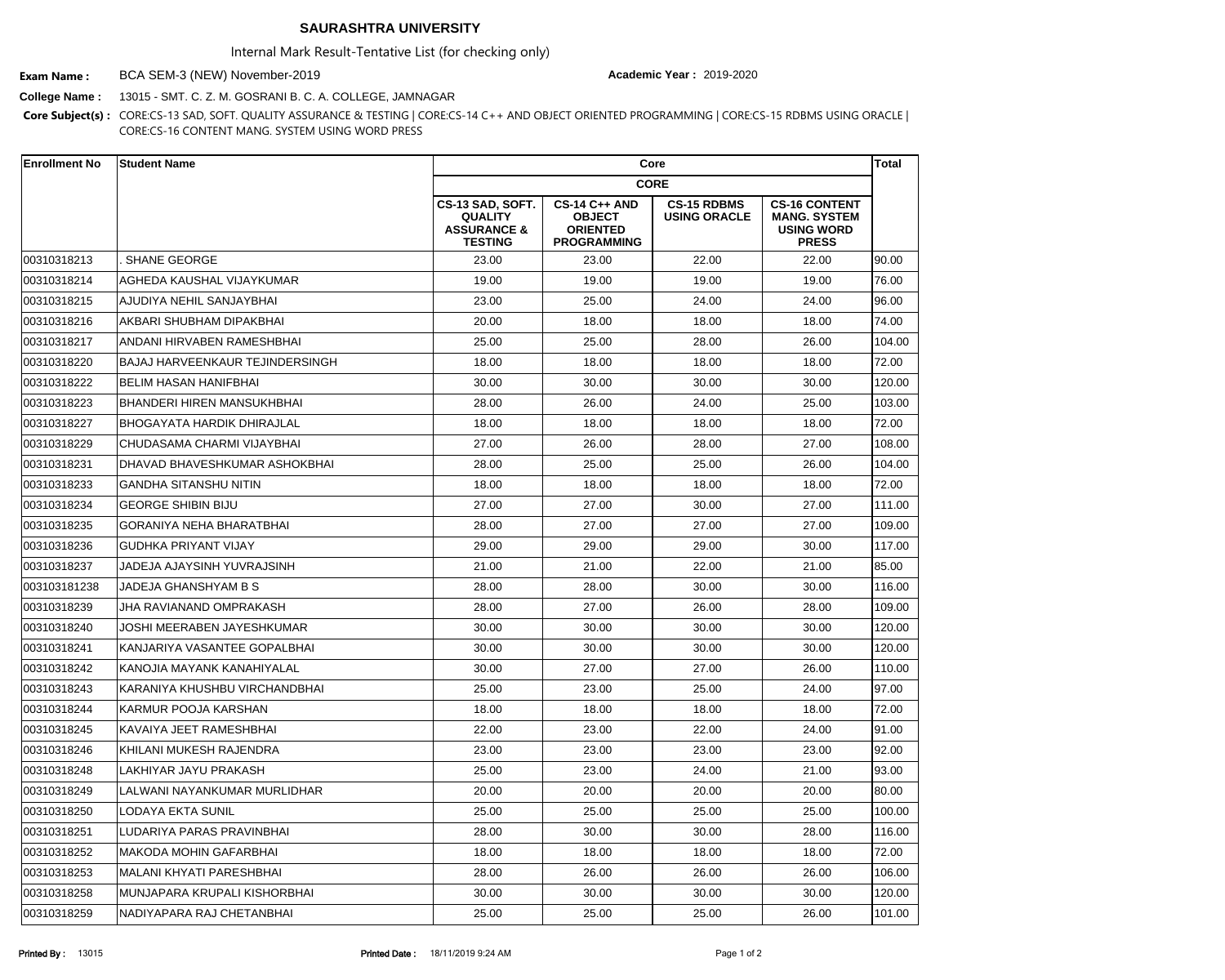# SAURASHTRA UNIVERSITY

Internal Mark Result-Tentative List (for checking only)

**Exam Name :** BCA SEM-3 (NEW) November-2019 **Academic Year :** 2019-2020

**College Name :** 13015 - SMT. C. Z. M. GOSRANI B. C. A. COLLEGE, JAMNAGAR

**Core Subject(s) :** CORE:CS-13 SAD, SOFT. QUALITY ASSURANCE & TESTING | CORE:CS-14 C++ AND OBJECT ORIENTED PROGRAMMING | CORE:CS-15 RDBMS USING ORACLE | CORE:CS-16 CONTENT MANG. SYSTEM USING WORD PRESS

| Enrollment No | Student Name | Core | | | | Total |
|---|---|---|---|---|---|---|
| | | CORE | | | | |
| | | CS-13 SAD, SOFT. QUALITY ASSURANCE & TESTING | CS-14 C++ AND OBJECT ORIENTED PROGRAMMING | CS-15 RDBMS USING ORACLE | CS-16 CONTENT MANG. SYSTEM USING WORD PRESS | |
| 00310318213 | . SHANE GEORGE | 23.00 | 23.00 | 22.00 | 22.00 | 90.00 |
| 00310318214 | AGHEDA KAUSHAL VIJAYKUMAR | 19.00 | 19.00 | 19.00 | 19.00 | 76.00 |
| 00310318215 | AJUDIYA NEHIL SANJAYBHAI | 23.00 | 25.00 | 24.00 | 24.00 | 96.00 |
| 00310318216 | AKBARI SHUBHAM DIPAKBHAI | 20.00 | 18.00 | 18.00 | 18.00 | 74.00 |
| 00310318217 | ANDANI HIRVABEN RAMESHBHAI | 25.00 | 25.00 | 28.00 | 26.00 | 104.00 |
| 00310318220 | BAJAJ HARVEENKAUR TEJINDERSINGH | 18.00 | 18.00 | 18.00 | 18.00 | 72.00 |
| 00310318222 | BELIM HASAN HANIFBHAI | 30.00 | 30.00 | 30.00 | 30.00 | 120.00 |
| 00310318223 | BHANDERI HIREN MANSUKHBHAI | 28.00 | 26.00 | 24.00 | 25.00 | 103.00 |
| 00310318227 | BHOGAYATA HARDIK DHIRAJLAL | 18.00 | 18.00 | 18.00 | 18.00 | 72.00 |
| 00310318229 | CHUDASAMA CHARMI VIJAYBHAI | 27.00 | 26.00 | 28.00 | 27.00 | 108.00 |
| 00310318231 | DHAVAD BHAVESHKUMAR ASHOKBHAI | 28.00 | 25.00 | 25.00 | 26.00 | 104.00 |
| 00310318233 | GANDHA SITANSHU NITIN | 18.00 | 18.00 | 18.00 | 18.00 | 72.00 |
| 00310318234 | GEORGE SHIBIN BIJU | 27.00 | 27.00 | 30.00 | 27.00 | 111.00 |
| 00310318235 | GORANIYA NEHA BHARATBHAI | 28.00 | 27.00 | 27.00 | 27.00 | 109.00 |
| 00310318236 | GUDHKA PRIYANT VIJAY | 29.00 | 29.00 | 29.00 | 30.00 | 117.00 |
| 00310318237 | JADEJA AJAYSINH YUVRAJSINH | 21.00 | 21.00 | 22.00 | 21.00 | 85.00 |
| 003103181238 | JADEJA GHANSHYAM B S | 28.00 | 28.00 | 30.00 | 30.00 | 116.00 |
| 00310318239 | JHA RAVIANAND OMPRAKASH | 28.00 | 27.00 | 26.00 | 28.00 | 109.00 |
| 00310318240 | JOSHI MEERABEN JAYESHKUMAR | 30.00 | 30.00 | 30.00 | 30.00 | 120.00 |
| 00310318241 | KANJARIYA VASANTEE GOPALBHAI | 30.00 | 30.00 | 30.00 | 30.00 | 120.00 |
| 00310318242 | KANOJIA MAYANK KANAHIYALAL | 30.00 | 27.00 | 27.00 | 26.00 | 110.00 |
| 00310318243 | KARANIYA KHUSHBU VIRCHANDBHAI | 25.00 | 23.00 | 25.00 | 24.00 | 97.00 |
| 00310318244 | KARMUR POOJA KARSHAN | 18.00 | 18.00 | 18.00 | 18.00 | 72.00 |
| 00310318245 | KAVAIYA JEET RAMESHBHAI | 22.00 | 23.00 | 22.00 | 24.00 | 91.00 |
| 00310318246 | KHILANI MUKESH RAJENDRA | 23.00 | 23.00 | 23.00 | 23.00 | 92.00 |
| 00310318248 | LAKHIYAR JAYU PRAKASH | 25.00 | 23.00 | 24.00 | 21.00 | 93.00 |
| 00310318249 | LALWANI NAYANKUMAR MURLIDHAR | 20.00 | 20.00 | 20.00 | 20.00 | 80.00 |
| 00310318250 | LODAYA EKTA SUNIL | 25.00 | 25.00 | 25.00 | 25.00 | 100.00 |
| 00310318251 | LUDARIYA PARAS PRAVINBHAI | 28.00 | 30.00 | 30.00 | 28.00 | 116.00 |
| 00310318252 | MAKODA MOHIN GAFARBHAI | 18.00 | 18.00 | 18.00 | 18.00 | 72.00 |
| 00310318253 | MALANI KHYATI PARESHBHAI | 28.00 | 26.00 | 26.00 | 26.00 | 106.00 |
| 00310318258 | MUNJAPARA KRUPALI KISHORBHAI | 30.00 | 30.00 | 30.00 | 30.00 | 120.00 |
| 00310318259 | NADIYAPARA RAJ CHETANBHAI | 25.00 | 25.00 | 25.00 | 26.00 | 101.00 |

**Printed By :** 13015 **Printed Date :** 18/11/2019 9:24 AM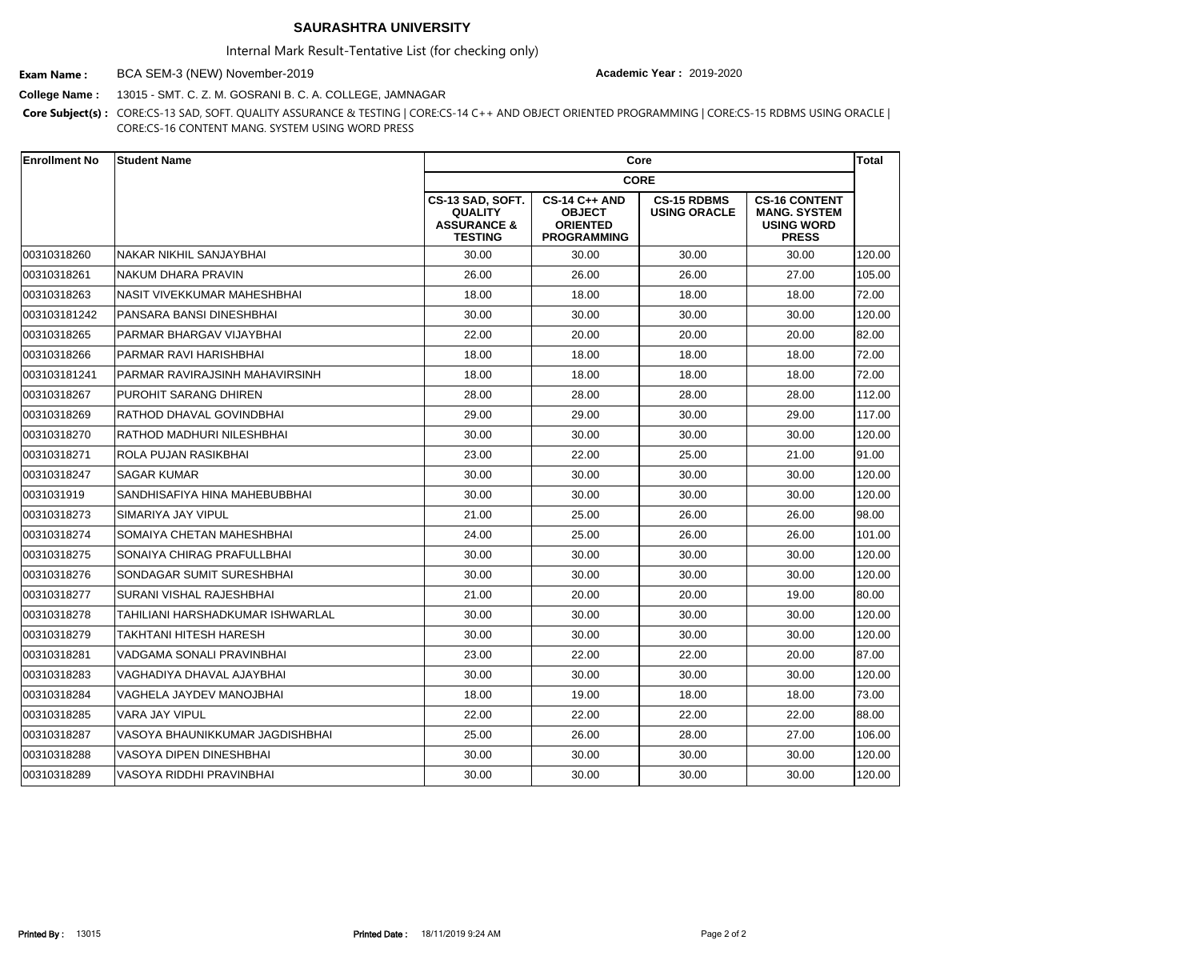**SAURASHTRA UNIVERSITY**

Internal Mark Result-Tentative List (for checking only)

**Exam Name :** BCA SEM-3 (NEW) November-2019 **Academic Year :** 2019-2020

**College Name :** 13015 - SMT. C. Z. M. GOSRANI B. C. A. COLLEGE, JAMNAGAR

**Core Subject(s) :** CORE:CS-13 SAD, SOFT. QUALITY ASSURANCE & TESTING | CORE:CS-14 C++ AND OBJECT ORIENTED PROGRAMMING | CORE:CS-15 RDBMS USING ORACLE | CORE:CS-16 CONTENT MANG. SYSTEM USING WORD PRESS

| Enrollment No | Student Name | Core | | | | Total |
|---|---|---|---|---|---|---|
| | | CORE | | | | |
| | | CS-13 SAD, SOFT. QUALITY ASSURANCE & TESTING | CS-14 C++ AND OBJECT ORIENTED PROGRAMMING | CS-15 RDBMS USING ORACLE | CS-16 CONTENT MANG. SYSTEM USING WORD PRESS | |
| 00310318260 | NAKAR NIKHIL SANJAYBHAI | 30.00 | 30.00 | 30.00 | 30.00 | 120.00 |
| 00310318261 | NAKUM DHARA PRAVIN | 26.00 | 26.00 | 26.00 | 27.00 | 105.00 |
| 00310318263 | NASIT VIVEKKUMAR MAHESHBHAI | 18.00 | 18.00 | 18.00 | 18.00 | 72.00 |
| 003103181242 | PANSARA BANSI DINESHBHAI | 30.00 | 30.00 | 30.00 | 30.00 | 120.00 |
| 00310318265 | PARMAR BHARGAV VIJAYBHAI | 22.00 | 20.00 | 20.00 | 20.00 | 82.00 |
| 00310318266 | PARMAR RAVI HARISHBHAI | 18.00 | 18.00 | 18.00 | 18.00 | 72.00 |
| 003103181241 | PARMAR RAVIRAJSINH MAHAVIRSINH | 18.00 | 18.00 | 18.00 | 18.00 | 72.00 |
| 00310318267 | PUROHIT SARANG DHIREN | 28.00 | 28.00 | 28.00 | 28.00 | 112.00 |
| 00310318269 | RATHOD DHAVAL GOVINDBHAI | 29.00 | 29.00 | 30.00 | 29.00 | 117.00 |
| 00310318270 | RATHOD MADHURI NILESHBHAI | 30.00 | 30.00 | 30.00 | 30.00 | 120.00 |
| 00310318271 | ROLA PUJAN RASIKBHAI | 23.00 | 22.00 | 25.00 | 21.00 | 91.00 |
| 00310318247 | SAGAR KUMAR | 30.00 | 30.00 | 30.00 | 30.00 | 120.00 |
| 0031031919 | SANDHISAFIYA HINA MAHEBUBBHAI | 30.00 | 30.00 | 30.00 | 30.00 | 120.00 |
| 00310318273 | SIMARIYA JAY VIPUL | 21.00 | 25.00 | 26.00 | 26.00 | 98.00 |
| 00310318274 | SOMAIYA CHETAN MAHESHBHAI | 24.00 | 25.00 | 26.00 | 26.00 | 101.00 |
| 00310318275 | SONAIYA CHIRAG PRAFULLBHAI | 30.00 | 30.00 | 30.00 | 30.00 | 120.00 |
| 00310318276 | SONDAGAR SUMIT SURESHBHAI | 30.00 | 30.00 | 30.00 | 30.00 | 120.00 |
| 00310318277 | SURANI VISHAL RAJESHBHAI | 21.00 | 20.00 | 20.00 | 19.00 | 80.00 |
| 00310318278 | TAHILIANI HARSHADKUMAR ISHWARLAL | 30.00 | 30.00 | 30.00 | 30.00 | 120.00 |
| 00310318279 | TAKHTANI HITESH HARESH | 30.00 | 30.00 | 30.00 | 30.00 | 120.00 |
| 00310318281 | VADGAMA SONALI PRAVINBHAI | 23.00 | 22.00 | 22.00 | 20.00 | 87.00 |
| 00310318283 | VAGHADIYA DHAVAL AJAYBHAI | 30.00 | 30.00 | 30.00 | 30.00 | 120.00 |
| 00310318284 | VAGHELA JAYDEV MANOJBHAI | 18.00 | 19.00 | 18.00 | 18.00 | 73.00 |
| 00310318285 | VARA JAY VIPUL | 22.00 | 22.00 | 22.00 | 22.00 | 88.00 |
| 00310318287 | VASOYA BHAUNIKKUMAR JAGDISHBHAI | 25.00 | 26.00 | 28.00 | 27.00 | 106.00 |
| 00310318288 | VASOYA DIPEN DINESHBHAI | 30.00 | 30.00 | 30.00 | 30.00 | 120.00 |
| 00310318289 | VASOYA RIDDHI PRAVINBHAI | 30.00 | 30.00 | 30.00 | 30.00 | 120.00 |

**Printed By :** 13015 **Printed Date :** 18/11/2019 9:24 AM